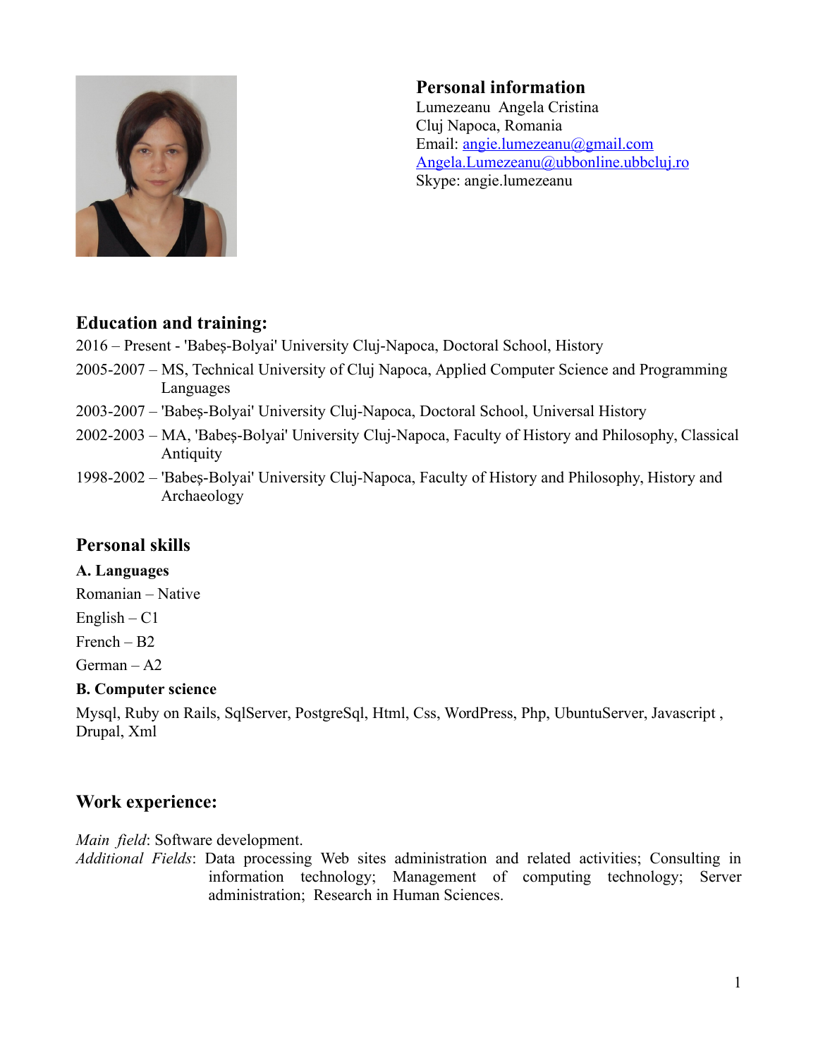## Personal information

Lumezeanu  Angela Cristina
Cluj Napoca, Romania
Email: angie.lumezeanu@gmail.com
Angela.Lumezeanu@ubbonline.ubbcluj.ro
Skype: angie.lumezeanu

## Education and training:

2016 – Present - 'Babeș-Bolyai' University Cluj-Napoca, Doctoral School, History

2005-2007 – MS, Technical University of Cluj Napoca, Applied Computer Science and Programming Languages

2003-2007 – 'Babeș-Bolyai' University Cluj-Napoca, Doctoral School, Universal History

2002-2003 – MA, 'Babeș-Bolyai' University Cluj-Napoca, Faculty of History and Philosophy, Classical Antiquity

1998-2002 – 'Babeș-Bolyai' University Cluj-Napoca, Faculty of History and Philosophy, History and Archaeology

## Personal skills

### A. Languages

Romanian – Native

English – C1

French – B2

German – A2

### B. Computer science

Mysql, Ruby on Rails, SqlServer, PostgreSql, Html, Css, WordPress, Php, UbuntuServer, Javascript , Drupal, Xml

## Work experience:

*Main field*: Software development.
*Additional Fields*: Data processing Web sites administration and related activities; Consulting in information technology; Management of computing technology; Server administration; Research in Human Sciences.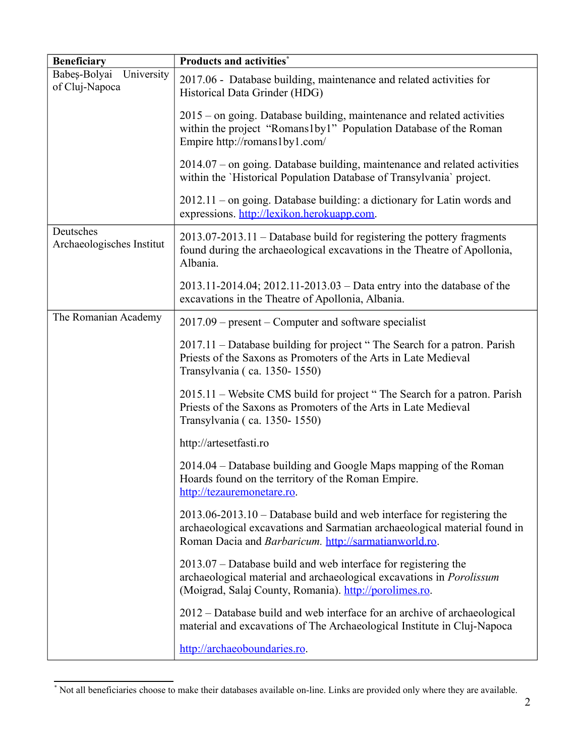| Beneficiary | Products and activities[*] |
|---|---|
| Babeș-Bolyai University of Cluj-Napoca | 2017.06 - Database building, maintenance and related activities for Historical Data Grinder (HDG)<br><br>2015 – on going. Database building, maintenance and related activities within the project "Romans1by1" Population Database of the Roman Empire http://romans1by1.com/<br><br>2014.07 – on going. Database building, maintenance and related activities within the `Historical Population Database of Transylvania` project.<br><br>2012.11 – on going. Database building: a dictionary for Latin words and expressions. http://lexikon.herokuapp.com. |
| Deutsches Archaeologisches Institut | 2013.07-2013.11 – Database build for registering the pottery fragments found during the archaeological excavations in the Theatre of Apollonia, Albania.<br><br>2013.11-2014.04; 2012.11-2013.03 – Data entry into the database of the excavations in the Theatre of Apollonia, Albania. |
| The Romanian Academy | 2017.09 – present – Computer and software specialist<br><br>2017.11 – Database building for project " The Search for a patron. Parish Priests of the Saxons as Promoters of the Arts in Late Medieval Transylvania ( ca. 1350- 1550)<br><br>2015.11 – Website CMS build for project " The Search for a patron. Parish Priests of the Saxons as Promoters of the Arts in Late Medieval Transylvania ( ca. 1350- 1550)<br><br>http://artesetfasti.ro<br><br>2014.04 – Database building and Google Maps mapping of the Roman Hoards found on the territory of the Roman Empire. http://tezauremonetare.ro.<br><br>2013.06-2013.10 – Database build and web interface for registering the archaeological excavations and Sarmatian archaeological material found in Roman Dacia and *Barbaricum*. http://sarmatianworld.ro.<br><br>2013.07 – Database build and web interface for registering the archaeological material and archaeological excavations in *Porolissum* (Moigrad, Salaj County, Romania). http://porolimes.ro.<br><br>2012 – Database build and web interface for an archive of archaeological material and excavations of The Archaeological Institute in Cluj-Napoca<br><br>http://archaeoboundaries.ro. |

[*] Not all beneficiaries choose to make their databases available on-line. Links are provided only where they are available.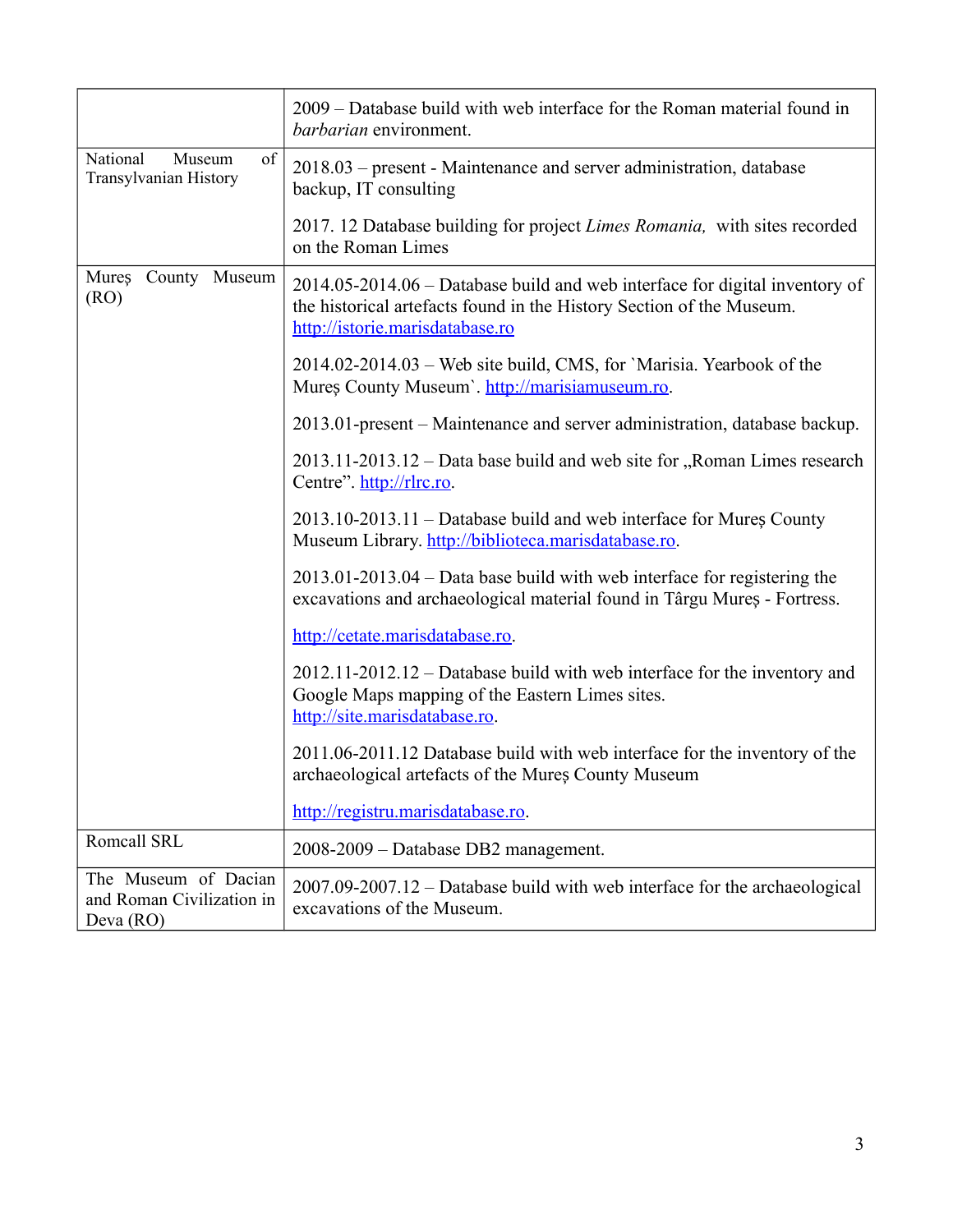| | |
|---|---|
| | 2009 – Database build with web interface for the Roman material found in *barbarian* environment. |
| National Museum of Transylvanian History | 2018.03 – present - Maintenance and server administration, database backup, IT consulting<br><br>2017. 12 Database building for project *Limes Romania,* with sites recorded on the Roman Limes |
| Mureș County Museum (RO) | 2014.05-2014.06 – Database build and web interface for digital inventory of the historical artefacts found in the History Section of the Museum. http://istorie.marisdatabase.ro<br><br>2014.02-2014.03 – Web site build, CMS, for \`Marisia. Yearbook of the Mureș County Museum\`. http://marisiamuseum.ro.<br><br>2013.01-present – Maintenance and server administration, database backup.<br><br>2013.11-2013.12 – Data base build and web site for „Roman Limes research Centre”. http://rlrc.ro.<br><br>2013.10-2013.11 – Database build and web interface for Mureș County Museum Library. http://biblioteca.marisdatabase.ro.<br><br>2013.01-2013.04 – Data base build with web interface for registering the excavations and archaeological material found in Târgu Mureș - Fortress.<br><br>http://cetate.marisdatabase.ro.<br><br>2012.11-2012.12 – Database build with web interface for the inventory and Google Maps mapping of the Eastern Limes sites. http://site.marisdatabase.ro.<br><br>2011.06-2011.12 Database build with web interface for the inventory of the archaeological artefacts of the Mureș County Museum<br><br>http://registru.marisdatabase.ro. |
| Romcall SRL | 2008-2009 – Database DB2 management. |
| The Museum of Dacian and Roman Civilization in Deva (RO) | 2007.09-2007.12 – Database build with web interface for the archaeological excavations of the Museum. |